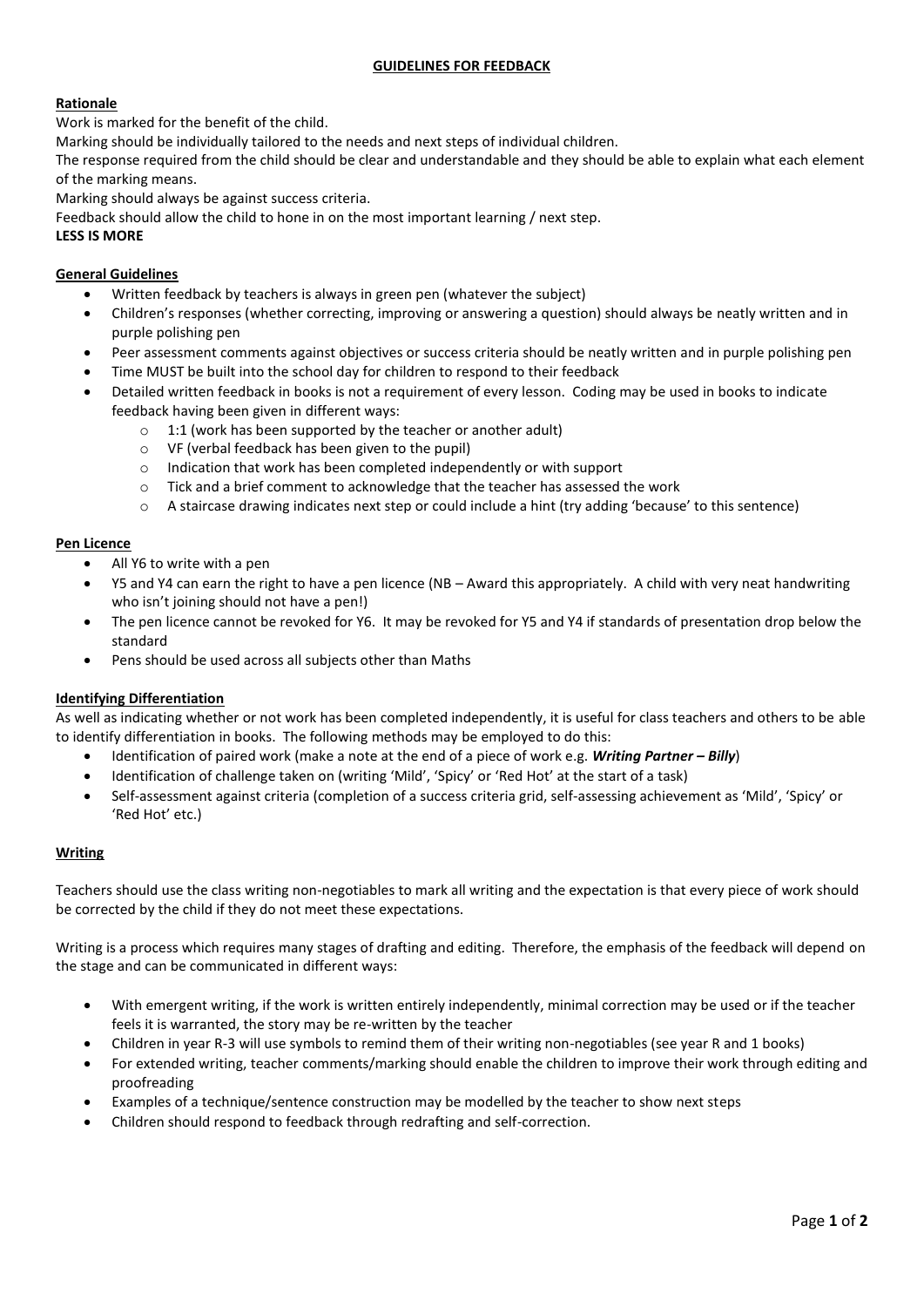# GUIDELINES FOR FEEDBACK

## Rationale

Work is marked for the benefit of the child.

Marking should be individually tailored to the needs and next steps of individual children.

The response required from the child should be clear and understandable and they should be able to explain what each element of the marking means.

Marking should always be against success criteria.

Feedback should allow the child to hone in on the most important learning / next step.

**LESS IS MORE**

## General Guidelines

- Written feedback by teachers is always in green pen (whatever the subject)
- Children's responses (whether correcting, improving or answering a question) should always be neatly written and in purple polishing pen
- Peer assessment comments against objectives or success criteria should be neatly written and in purple polishing pen
- Time MUST be built into the school day for children to respond to their feedback
- Detailed written feedback in books is not a requirement of every lesson. Coding may be used in books to indicate feedback having been given in different ways:
  - 1:1 (work has been supported by the teacher or another adult)
  - VF (verbal feedback has been given to the pupil)
  - Indication that work has been completed independently or with support
  - Tick and a brief comment to acknowledge that the teacher has assessed the work
  - A staircase drawing indicates next step or could include a hint (try adding 'because' to this sentence)

## Pen Licence

- All Y6 to write with a pen
- Y5 and Y4 can earn the right to have a pen licence (NB – Award this appropriately. A child with very neat handwriting who isn't joining should not have a pen!)
- The pen licence cannot be revoked for Y6. It may be revoked for Y5 and Y4 if standards of presentation drop below the standard
- Pens should be used across all subjects other than Maths

## Identifying Differentiation

As well as indicating whether or not work has been completed independently, it is useful for class teachers and others to be able to identify differentiation in books. The following methods may be employed to do this:

- Identification of paired work (make a note at the end of a piece of work e.g. ***Writing Partner – Billy***)
- Identification of challenge taken on (writing 'Mild', 'Spicy' or 'Red Hot' at the start of a task)
- Self-assessment against criteria (completion of a success criteria grid, self-assessing achievement as 'Mild', 'Spicy' or 'Red Hot' etc.)

## Writing

Teachers should use the class writing non-negotiables to mark all writing and the expectation is that every piece of work should be corrected by the child if they do not meet these expectations.

Writing is a process which requires many stages of drafting and editing. Therefore, the emphasis of the feedback will depend on the stage and can be communicated in different ways:

- With emergent writing, if the work is written entirely independently, minimal correction may be used or if the teacher feels it is warranted, the story may be re-written by the teacher
- Children in year R-3 will use symbols to remind them of their writing non-negotiables (see year R and 1 books)
- For extended writing, teacher comments/marking should enable the children to improve their work through editing and proofreading
- Examples of a technique/sentence construction may be modelled by the teacher to show next steps
- Children should respond to feedback through redrafting and self-correction.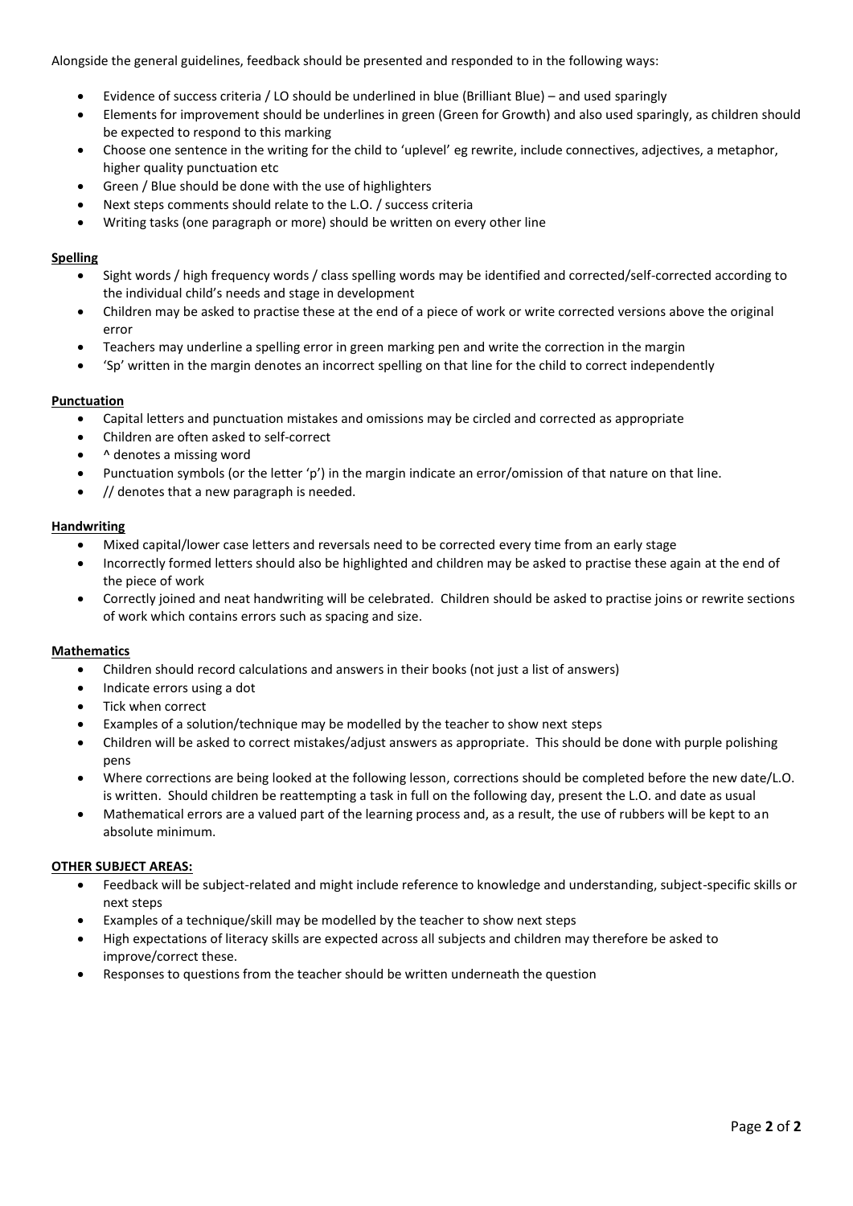Alongside the general guidelines, feedback should be presented and responded to in the following ways:

- Evidence of success criteria / LO should be underlined in blue (Brilliant Blue) – and used sparingly
- Elements for improvement should be underlines in green (Green for Growth) and also used sparingly, as children should be expected to respond to this marking
- Choose one sentence in the writing for the child to 'uplevel' eg rewrite, include connectives, adjectives, a metaphor, higher quality punctuation etc
- Green / Blue should be done with the use of highlighters
- Next steps comments should relate to the L.O. / success criteria
- Writing tasks (one paragraph or more) should be written on every other line

**Spelling**

- Sight words / high frequency words / class spelling words may be identified and corrected/self-corrected according to the individual child's needs and stage in development
- Children may be asked to practise these at the end of a piece of work or write corrected versions above the original error
- Teachers may underline a spelling error in green marking pen and write the correction in the margin
- 'Sp' written in the margin denotes an incorrect spelling on that line for the child to correct independently

**Punctuation**

- Capital letters and punctuation mistakes and omissions may be circled and corrected as appropriate
- Children are often asked to self-correct
- ^ denotes a missing word
- Punctuation symbols (or the letter 'p') in the margin indicate an error/omission of that nature on that line.
- // denotes that a new paragraph is needed.

**Handwriting**

- Mixed capital/lower case letters and reversals need to be corrected every time from an early stage
- Incorrectly formed letters should also be highlighted and children may be asked to practise these again at the end of the piece of work
- Correctly joined and neat handwriting will be celebrated. Children should be asked to practise joins or rewrite sections of work which contains errors such as spacing and size.

**Mathematics**

- Children should record calculations and answers in their books (not just a list of answers)
- Indicate errors using a dot
- Tick when correct
- Examples of a solution/technique may be modelled by the teacher to show next steps
- Children will be asked to correct mistakes/adjust answers as appropriate. This should be done with purple polishing pens
- Where corrections are being looked at the following lesson, corrections should be completed before the new date/L.O. is written. Should children be reattempting a task in full on the following day, present the L.O. and date as usual
- Mathematical errors are a valued part of the learning process and, as a result, the use of rubbers will be kept to an absolute minimum.

**OTHER SUBJECT AREAS:**

- Feedback will be subject-related and might include reference to knowledge and understanding, subject-specific skills or next steps
- Examples of a technique/skill may be modelled by the teacher to show next steps
- High expectations of literacy skills are expected across all subjects and children may therefore be asked to improve/correct these.
- Responses to questions from the teacher should be written underneath the question